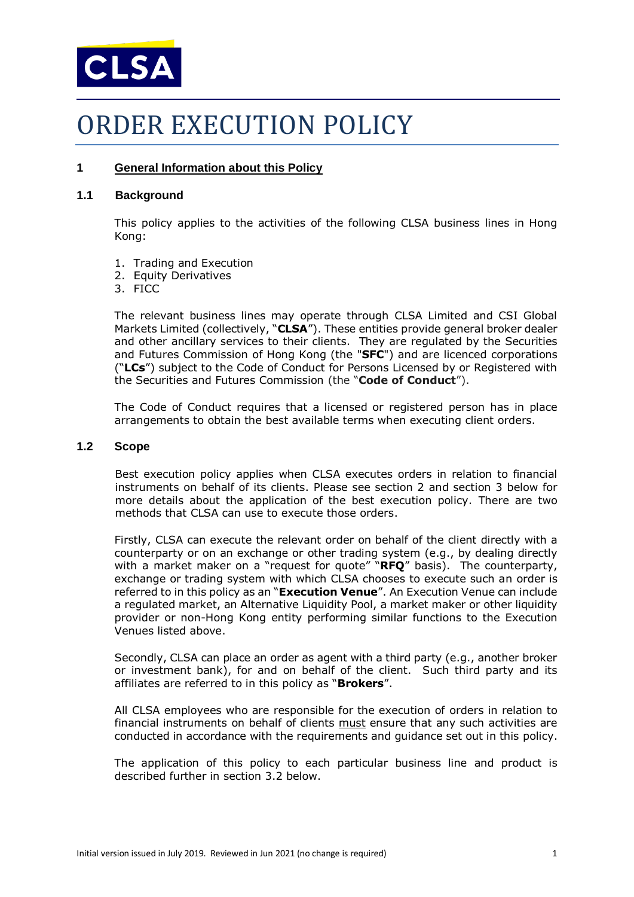# ORDER EXECUTION POLICY

## 1 General Information about this Policy

### 1.1 Background

This policy applies to the activities of the following CLSA business lines in Hong Kong:

1. Trading and Execution
2. Equity Derivatives
3. FICC

The relevant business lines may operate through CLSA Limited and CSI Global Markets Limited (collectively, "**CLSA**"). These entities provide general broker dealer and other ancillary services to their clients. They are regulated by the Securities and Futures Commission of Hong Kong (the "**SFC**") and are licenced corporations ("**LCs**") subject to the Code of Conduct for Persons Licensed by or Registered with the Securities and Futures Commission (the "**Code of Conduct**").

The Code of Conduct requires that a licensed or registered person has in place arrangements to obtain the best available terms when executing client orders.

### 1.2 Scope

Best execution policy applies when CLSA executes orders in relation to financial instruments on behalf of its clients. Please see section 2 and section 3 below for more details about the application of the best execution policy. There are two methods that CLSA can use to execute those orders.

Firstly, CLSA can execute the relevant order on behalf of the client directly with a counterparty or on an exchange or other trading system (e.g., by dealing directly with a market maker on a "request for quote" "**RFQ**" basis). The counterparty, exchange or trading system with which CLSA chooses to execute such an order is referred to in this policy as an "**Execution Venue**". An Execution Venue can include a regulated market, an Alternative Liquidity Pool, a market maker or other liquidity provider or non-Hong Kong entity performing similar functions to the Execution Venues listed above.

Secondly, CLSA can place an order as agent with a third party (e.g., another broker or investment bank), for and on behalf of the client. Such third party and its affiliates are referred to in this policy as "**Brokers**".

All CLSA employees who are responsible for the execution of orders in relation to financial instruments on behalf of clients must ensure that any such activities are conducted in accordance with the requirements and guidance set out in this policy.

The application of this policy to each particular business line and product is described further in section 3.2 below.

Initial version issued in July 2019. Reviewed in Jun 2021 (no change is required)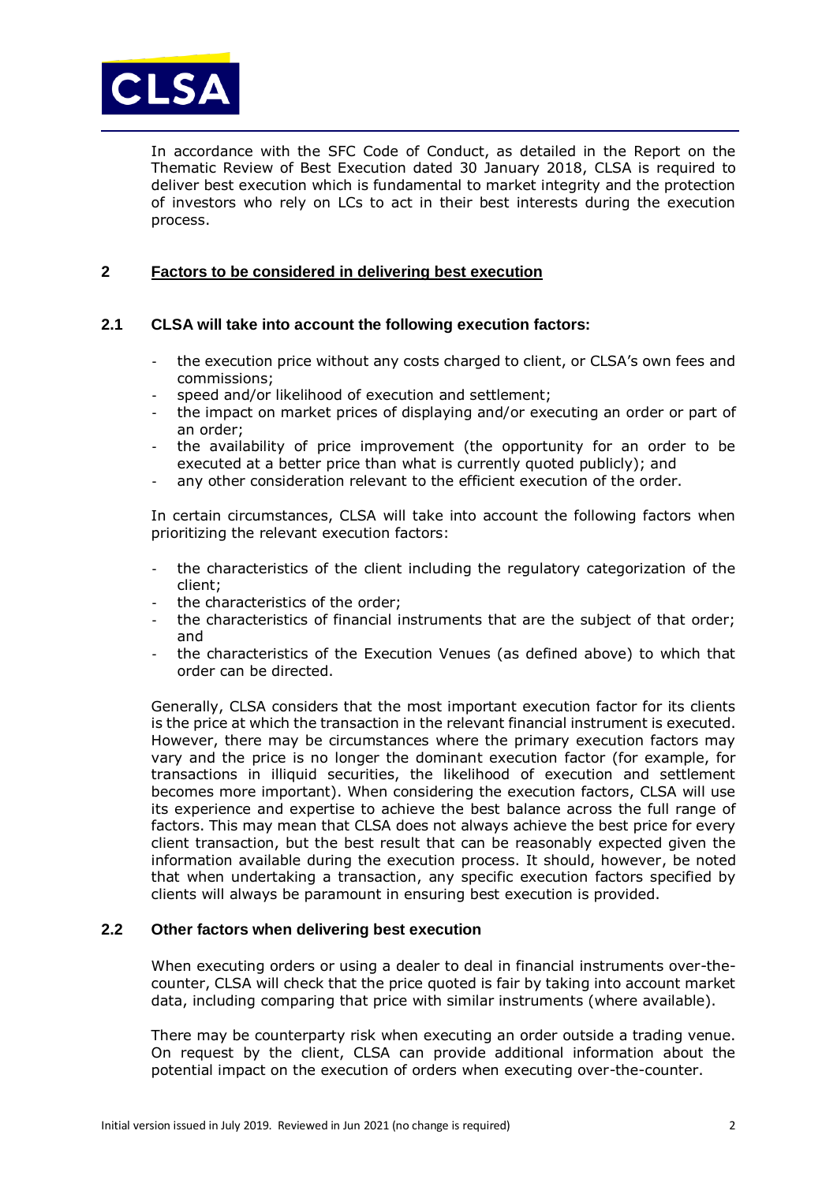In accordance with the SFC Code of Conduct, as detailed in the Report on the Thematic Review of Best Execution dated 30 January 2018, CLSA is required to deliver best execution which is fundamental to market integrity and the protection of investors who rely on LCs to act in their best interests during the execution process.

## 2 Factors to be considered in delivering best execution

### 2.1 CLSA will take into account the following execution factors:

- the execution price without any costs charged to client, or CLSA's own fees and commissions;
- speed and/or likelihood of execution and settlement;
- the impact on market prices of displaying and/or executing an order or part of an order;
- the availability of price improvement (the opportunity for an order to be executed at a better price than what is currently quoted publicly); and
- any other consideration relevant to the efficient execution of the order.

In certain circumstances, CLSA will take into account the following factors when prioritizing the relevant execution factors:

- the characteristics of the client including the regulatory categorization of the client;
- the characteristics of the order;
- the characteristics of financial instruments that are the subject of that order; and
- the characteristics of the Execution Venues (as defined above) to which that order can be directed.

Generally, CLSA considers that the most important execution factor for its clients is the price at which the transaction in the relevant financial instrument is executed. However, there may be circumstances where the primary execution factors may vary and the price is no longer the dominant execution factor (for example, for transactions in illiquid securities, the likelihood of execution and settlement becomes more important). When considering the execution factors, CLSA will use its experience and expertise to achieve the best balance across the full range of factors. This may mean that CLSA does not always achieve the best price for every client transaction, but the best result that can be reasonably expected given the information available during the execution process. It should, however, be noted that when undertaking a transaction, any specific execution factors specified by clients will always be paramount in ensuring best execution is provided.

### 2.2 Other factors when delivering best execution

When executing orders or using a dealer to deal in financial instruments over-the-counter, CLSA will check that the price quoted is fair by taking into account market data, including comparing that price with similar instruments (where available).

There may be counterparty risk when executing an order outside a trading venue. On request by the client, CLSA can provide additional information about the potential impact on the execution of orders when executing over-the-counter.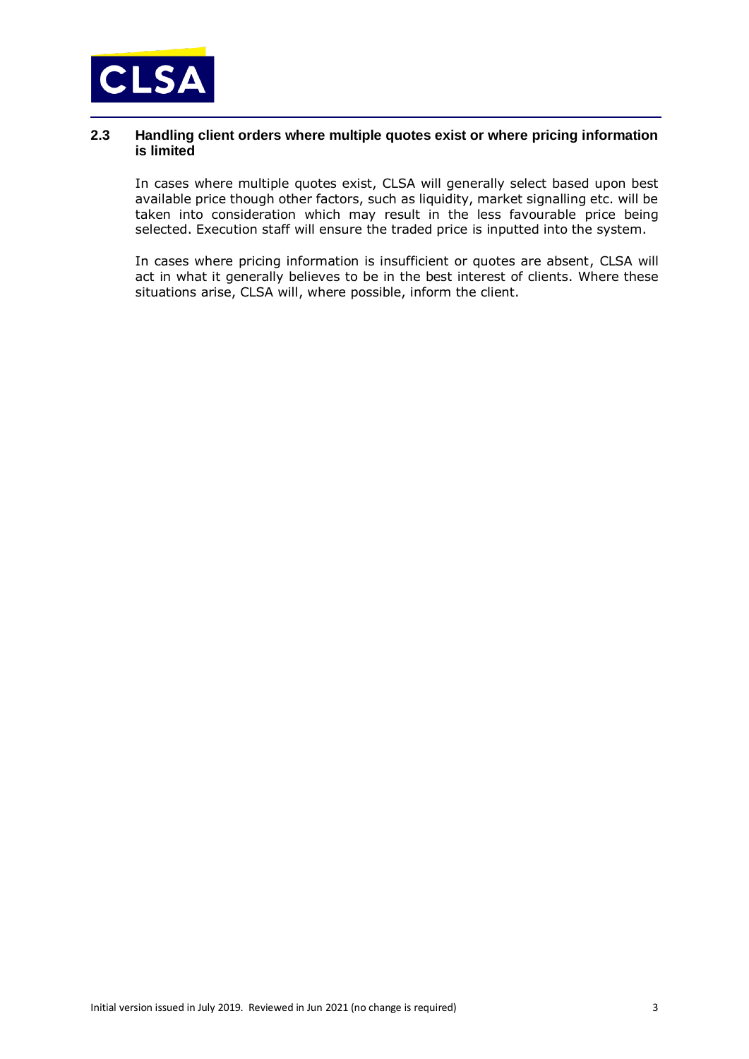### 2.3 Handling client orders where multiple quotes exist or where pricing information is limited

In cases where multiple quotes exist, CLSA will generally select based upon best available price though other factors, such as liquidity, market signalling etc. will be taken into consideration which may result in the less favourable price being selected. Execution staff will ensure the traded price is inputted into the system.

In cases where pricing information is insufficient or quotes are absent, CLSA will act in what it generally believes to be in the best interest of clients. Where these situations arise, CLSA will, where possible, inform the client.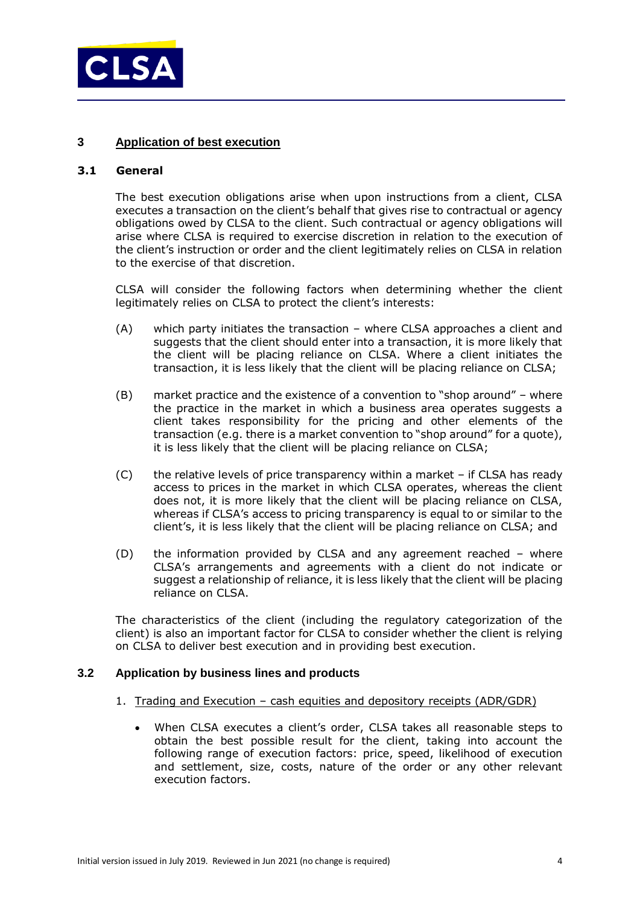## 3 Application of best execution

### 3.1 General

The best execution obligations arise when upon instructions from a client, CLSA executes a transaction on the client's behalf that gives rise to contractual or agency obligations owed by CLSA to the client. Such contractual or agency obligations will arise where CLSA is required to exercise discretion in relation to the execution of the client's instruction or order and the client legitimately relies on CLSA in relation to the exercise of that discretion.

CLSA will consider the following factors when determining whether the client legitimately relies on CLSA to protect the client's interests:

(A) which party initiates the transaction – where CLSA approaches a client and suggests that the client should enter into a transaction, it is more likely that the client will be placing reliance on CLSA. Where a client initiates the transaction, it is less likely that the client will be placing reliance on CLSA;

(B) market practice and the existence of a convention to "shop around" – where the practice in the market in which a business area operates suggests a client takes responsibility for the pricing and other elements of the transaction (e.g. there is a market convention to "shop around" for a quote), it is less likely that the client will be placing reliance on CLSA;

(C) the relative levels of price transparency within a market – if CLSA has ready access to prices in the market in which CLSA operates, whereas the client does not, it is more likely that the client will be placing reliance on CLSA, whereas if CLSA's access to pricing transparency is equal to or similar to the client's, it is less likely that the client will be placing reliance on CLSA; and

(D) the information provided by CLSA and any agreement reached – where CLSA's arrangements and agreements with a client do not indicate or suggest a relationship of reliance, it is less likely that the client will be placing reliance on CLSA.

The characteristics of the client (including the regulatory categorization of the client) is also an important factor for CLSA to consider whether the client is relying on CLSA to deliver best execution and in providing best execution.

### 3.2 Application by business lines and products

1. Trading and Execution – cash equities and depository receipts (ADR/GDR)

- When CLSA executes a client's order, CLSA takes all reasonable steps to obtain the best possible result for the client, taking into account the following range of execution factors: price, speed, likelihood of execution and settlement, size, costs, nature of the order or any other relevant execution factors.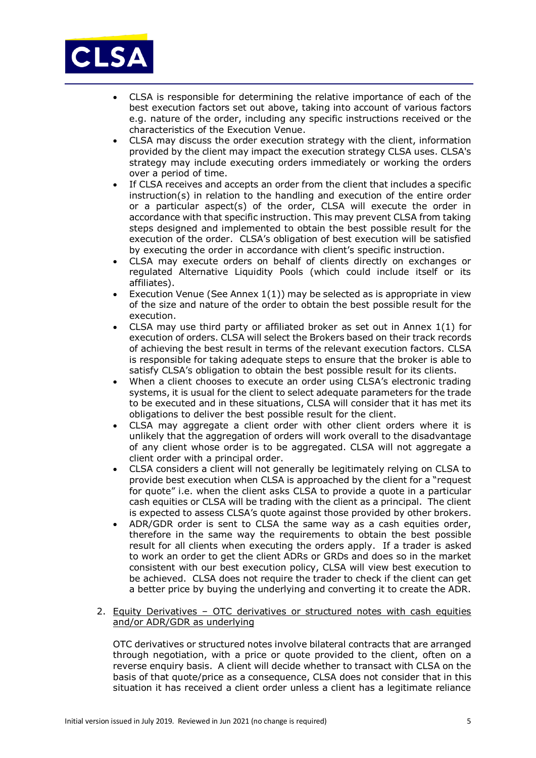- CLSA is responsible for determining the relative importance of each of the best execution factors set out above, taking into account of various factors e.g. nature of the order, including any specific instructions received or the characteristics of the Execution Venue.
- CLSA may discuss the order execution strategy with the client, information provided by the client may impact the execution strategy CLSA uses. CLSA's strategy may include executing orders immediately or working the orders over a period of time.
- If CLSA receives and accepts an order from the client that includes a specific instruction(s) in relation to the handling and execution of the entire order or a particular aspect(s) of the order, CLSA will execute the order in accordance with that specific instruction. This may prevent CLSA from taking steps designed and implemented to obtain the best possible result for the execution of the order. CLSA's obligation of best execution will be satisfied by executing the order in accordance with client's specific instruction.
- CLSA may execute orders on behalf of clients directly on exchanges or regulated Alternative Liquidity Pools (which could include itself or its affiliates).
- Execution Venue (See Annex 1(1)) may be selected as is appropriate in view of the size and nature of the order to obtain the best possible result for the execution.
- CLSA may use third party or affiliated broker as set out in Annex 1(1) for execution of orders. CLSA will select the Brokers based on their track records of achieving the best result in terms of the relevant execution factors. CLSA is responsible for taking adequate steps to ensure that the broker is able to satisfy CLSA's obligation to obtain the best possible result for its clients.
- When a client chooses to execute an order using CLSA's electronic trading systems, it is usual for the client to select adequate parameters for the trade to be executed and in these situations, CLSA will consider that it has met its obligations to deliver the best possible result for the client.
- CLSA may aggregate a client order with other client orders where it is unlikely that the aggregation of orders will work overall to the disadvantage of any client whose order is to be aggregated. CLSA will not aggregate a client order with a principal order.
- CLSA considers a client will not generally be legitimately relying on CLSA to provide best execution when CLSA is approached by the client for a "request for quote" i.e. when the client asks CLSA to provide a quote in a particular cash equities or CLSA will be trading with the client as a principal. The client is expected to assess CLSA's quote against those provided by other brokers.
- ADR/GDR order is sent to CLSA the same way as a cash equities order, therefore in the same way the requirements to obtain the best possible result for all clients when executing the orders apply. If a trader is asked to work an order to get the client ADRs or GRDs and does so in the market consistent with our best execution policy, CLSA will view best execution to be achieved. CLSA does not require the trader to check if the client can get a better price by buying the underlying and converting it to create the ADR.

2. Equity Derivatives – OTC derivatives or structured notes with cash equities and/or ADR/GDR as underlying

   OTC derivatives or structured notes involve bilateral contracts that are arranged through negotiation, with a price or quote provided to the client, often on a reverse enquiry basis. A client will decide whether to transact with CLSA on the basis of that quote/price as a consequence, CLSA does not consider that in this situation it has received a client order unless a client has a legitimate reliance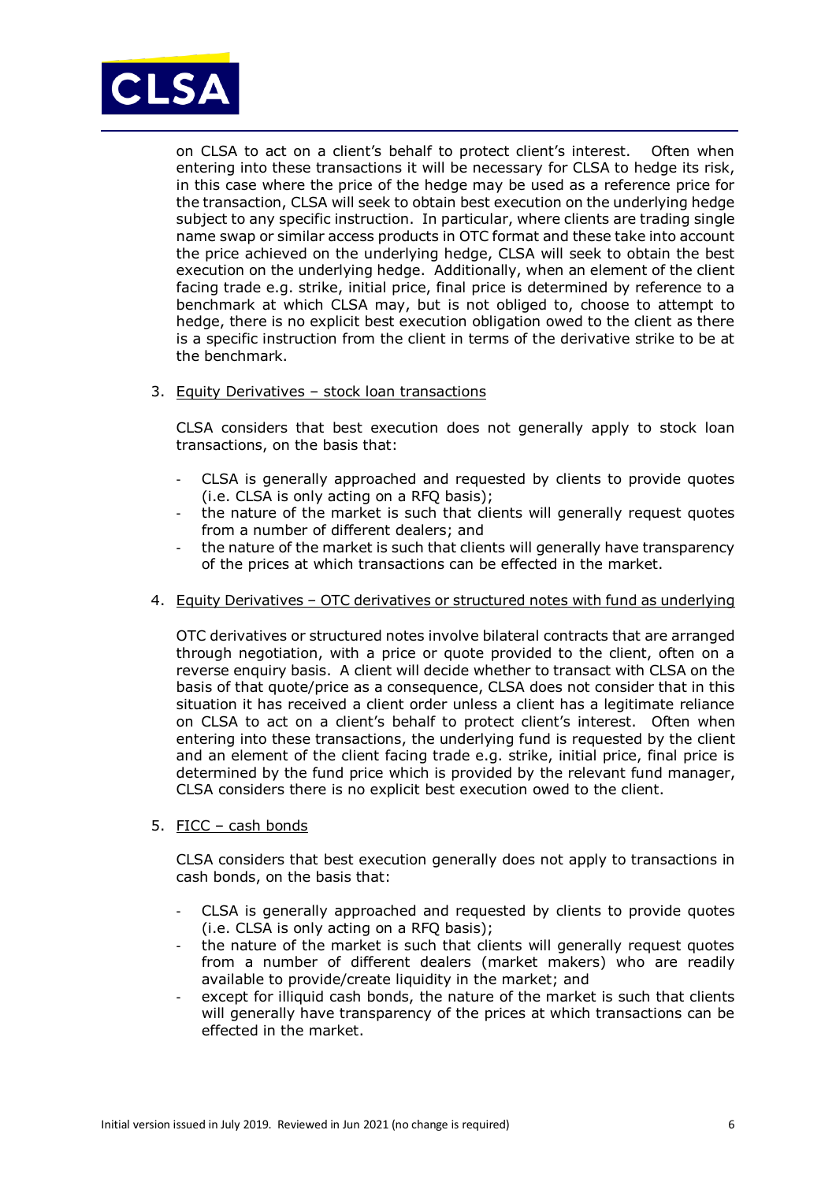on CLSA to act on a client's behalf to protect client's interest. Often when entering into these transactions it will be necessary for CLSA to hedge its risk, in this case where the price of the hedge may be used as a reference price for the transaction, CLSA will seek to obtain best execution on the underlying hedge subject to any specific instruction. In particular, where clients are trading single name swap or similar access products in OTC format and these take into account the price achieved on the underlying hedge, CLSA will seek to obtain the best execution on the underlying hedge. Additionally, when an element of the client facing trade e.g. strike, initial price, final price is determined by reference to a benchmark at which CLSA may, but is not obliged to, choose to attempt to hedge, there is no explicit best execution obligation owed to the client as there is a specific instruction from the client in terms of the derivative strike to be at the benchmark.

3. Equity Derivatives – stock loan transactions

   CLSA considers that best execution does not generally apply to stock loan transactions, on the basis that:

   - CLSA is generally approached and requested by clients to provide quotes (i.e. CLSA is only acting on a RFQ basis);
   - the nature of the market is such that clients will generally request quotes from a number of different dealers; and
   - the nature of the market is such that clients will generally have transparency of the prices at which transactions can be effected in the market.

4. Equity Derivatives – OTC derivatives or structured notes with fund as underlying

   OTC derivatives or structured notes involve bilateral contracts that are arranged through negotiation, with a price or quote provided to the client, often on a reverse enquiry basis. A client will decide whether to transact with CLSA on the basis of that quote/price as a consequence, CLSA does not consider that in this situation it has received a client order unless a client has a legitimate reliance on CLSA to act on a client's behalf to protect client's interest. Often when entering into these transactions, the underlying fund is requested by the client and an element of the client facing trade e.g. strike, initial price, final price is determined by the fund price which is provided by the relevant fund manager, CLSA considers there is no explicit best execution owed to the client.

5. FICC – cash bonds

   CLSA considers that best execution generally does not apply to transactions in cash bonds, on the basis that:

   - CLSA is generally approached and requested by clients to provide quotes (i.e. CLSA is only acting on a RFQ basis);
   - the nature of the market is such that clients will generally request quotes from a number of different dealers (market makers) who are readily available to provide/create liquidity in the market; and
   - except for illiquid cash bonds, the nature of the market is such that clients will generally have transparency of the prices at which transactions can be effected in the market.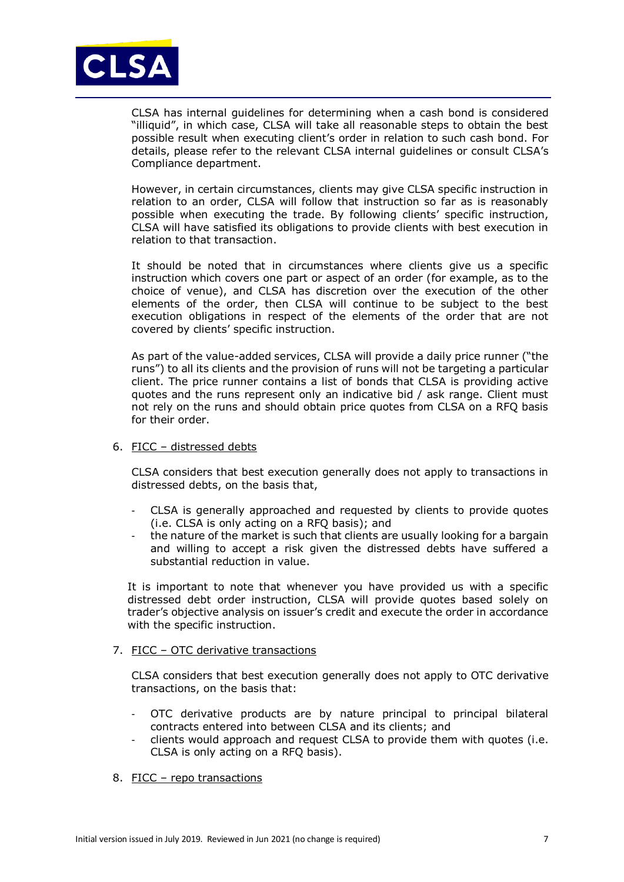CLSA has internal guidelines for determining when a cash bond is considered "illiquid", in which case, CLSA will take all reasonable steps to obtain the best possible result when executing client's order in relation to such cash bond. For details, please refer to the relevant CLSA internal guidelines or consult CLSA's Compliance department.

However, in certain circumstances, clients may give CLSA specific instruction in relation to an order, CLSA will follow that instruction so far as is reasonably possible when executing the trade. By following clients' specific instruction, CLSA will have satisfied its obligations to provide clients with best execution in relation to that transaction.

It should be noted that in circumstances where clients give us a specific instruction which covers one part or aspect of an order (for example, as to the choice of venue), and CLSA has discretion over the execution of the other elements of the order, then CLSA will continue to be subject to the best execution obligations in respect of the elements of the order that are not covered by clients' specific instruction.

As part of the value-added services, CLSA will provide a daily price runner ("the runs") to all its clients and the provision of runs will not be targeting a particular client. The price runner contains a list of bonds that CLSA is providing active quotes and the runs represent only an indicative bid / ask range. Client must not rely on the runs and should obtain price quotes from CLSA on a RFQ basis for their order.

6. <u>FICC – distressed debts</u>

   CLSA considers that best execution generally does not apply to transactions in distressed debts, on the basis that,

   - CLSA is generally approached and requested by clients to provide quotes (i.e. CLSA is only acting on a RFQ basis); and
   - the nature of the market is such that clients are usually looking for a bargain and willing to accept a risk given the distressed debts have suffered a substantial reduction in value.

   It is important to note that whenever you have provided us with a specific distressed debt order instruction, CLSA will provide quotes based solely on trader's objective analysis on issuer's credit and execute the order in accordance with the specific instruction.

7. <u>FICC – OTC derivative transactions</u>

   CLSA considers that best execution generally does not apply to OTC derivative transactions, on the basis that:

   - OTC derivative products are by nature principal to principal bilateral contracts entered into between CLSA and its clients; and
   - clients would approach and request CLSA to provide them with quotes (i.e. CLSA is only acting on a RFQ basis).

8. <u>FICC – repo transactions</u>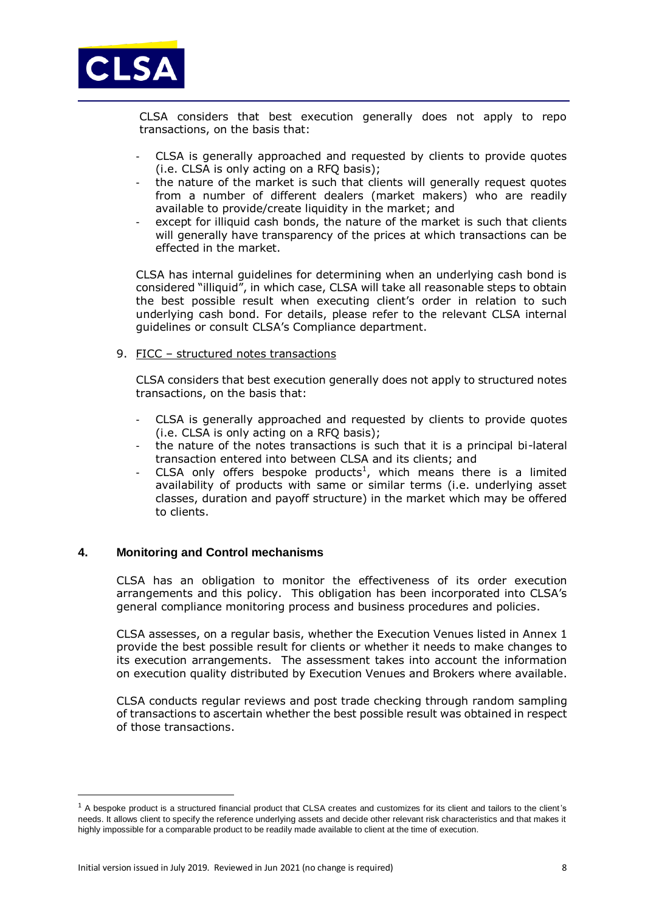CLSA considers that best execution generally does not apply to repo transactions, on the basis that:

- CLSA is generally approached and requested by clients to provide quotes (i.e. CLSA is only acting on a RFQ basis);
- the nature of the market is such that clients will generally request quotes from a number of different dealers (market makers) who are readily available to provide/create liquidity in the market; and
- except for illiquid cash bonds, the nature of the market is such that clients will generally have transparency of the prices at which transactions can be effected in the market.

CLSA has internal guidelines for determining when an underlying cash bond is considered "illiquid", in which case, CLSA will take all reasonable steps to obtain the best possible result when executing client's order in relation to such underlying cash bond. For details, please refer to the relevant CLSA internal guidelines or consult CLSA's Compliance department.

9. FICC – structured notes transactions

CLSA considers that best execution generally does not apply to structured notes transactions, on the basis that:

- CLSA is generally approached and requested by clients to provide quotes (i.e. CLSA is only acting on a RFQ basis);
- the nature of the notes transactions is such that it is a principal bi-lateral transaction entered into between CLSA and its clients; and
- CLSA only offers bespoke products[1], which means there is a limited availability of products with same or similar terms (i.e. underlying asset classes, duration and payoff structure) in the market which may be offered to clients.

## 4. Monitoring and Control mechanisms

CLSA has an obligation to monitor the effectiveness of its order execution arrangements and this policy. This obligation has been incorporated into CLSA's general compliance monitoring process and business procedures and policies.

CLSA assesses, on a regular basis, whether the Execution Venues listed in Annex 1 provide the best possible result for clients or whether it needs to make changes to its execution arrangements. The assessment takes into account the information on execution quality distributed by Execution Venues and Brokers where available.

CLSA conducts regular reviews and post trade checking through random sampling of transactions to ascertain whether the best possible result was obtained in respect of those transactions.

---

[1] A bespoke product is a structured financial product that CLSA creates and customizes for its client and tailors to the client's needs. It allows client to specify the reference underlying assets and decide other relevant risk characteristics and that makes it highly impossible for a comparable product to be readily made available to client at the time of execution.

Initial version issued in July 2019. Reviewed in Jun 2021 (no change is required)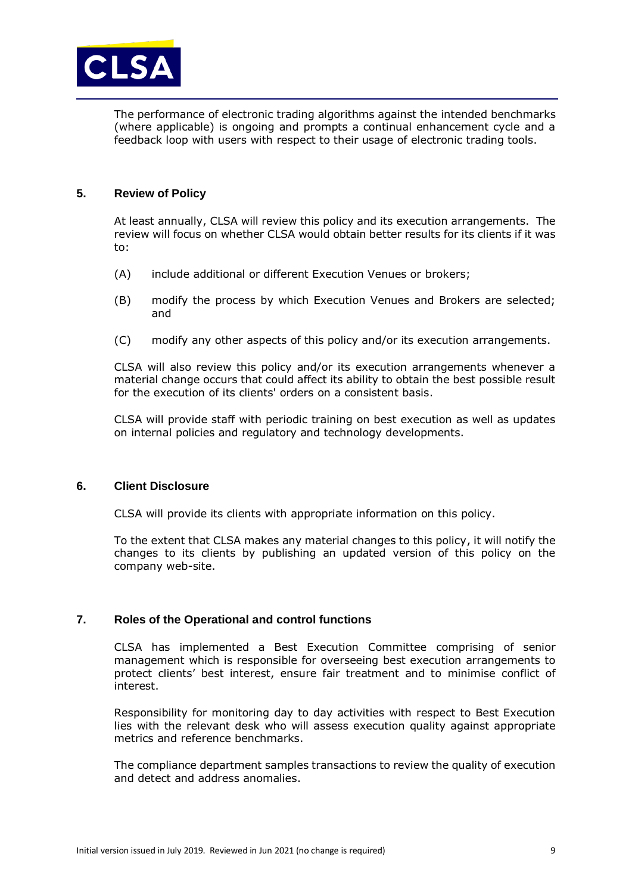The performance of electronic trading algorithms against the intended benchmarks (where applicable) is ongoing and prompts a continual enhancement cycle and a feedback loop with users with respect to their usage of electronic trading tools.

## 5. Review of Policy

At least annually, CLSA will review this policy and its execution arrangements. The review will focus on whether CLSA would obtain better results for its clients if it was to:

(A) include additional or different Execution Venues or brokers;

(B) modify the process by which Execution Venues and Brokers are selected; and

(C) modify any other aspects of this policy and/or its execution arrangements.

CLSA will also review this policy and/or its execution arrangements whenever a material change occurs that could affect its ability to obtain the best possible result for the execution of its clients' orders on a consistent basis.

CLSA will provide staff with periodic training on best execution as well as updates on internal policies and regulatory and technology developments.

## 6. Client Disclosure

CLSA will provide its clients with appropriate information on this policy.

To the extent that CLSA makes any material changes to this policy, it will notify the changes to its clients by publishing an updated version of this policy on the company web-site.

## 7. Roles of the Operational and control functions

CLSA has implemented a Best Execution Committee comprising of senior management which is responsible for overseeing best execution arrangements to protect clients' best interest, ensure fair treatment and to minimise conflict of interest.

Responsibility for monitoring day to day activities with respect to Best Execution lies with the relevant desk who will assess execution quality against appropriate metrics and reference benchmarks.

The compliance department samples transactions to review the quality of execution and detect and address anomalies.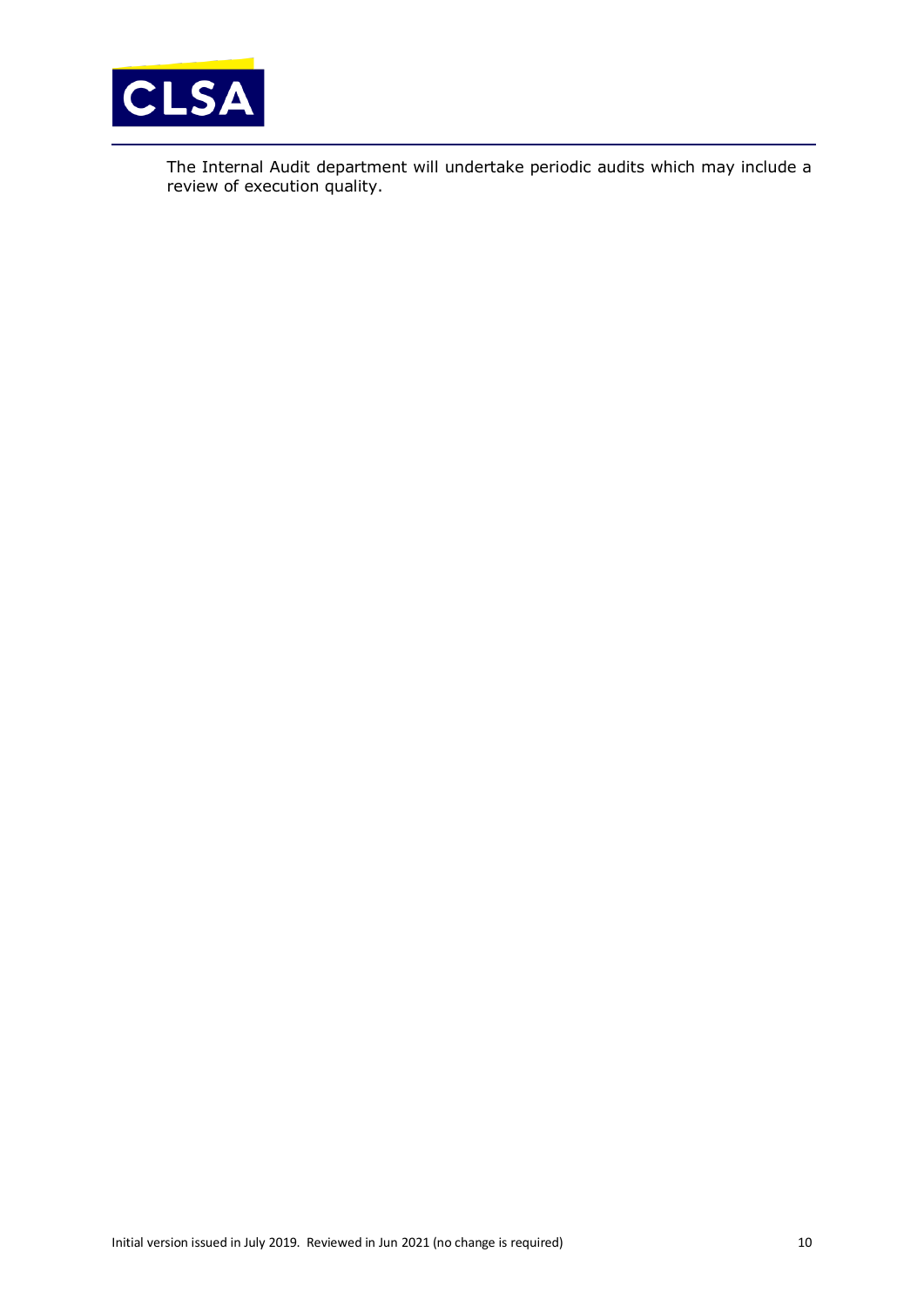The Internal Audit department will undertake periodic audits which may include a review of execution quality.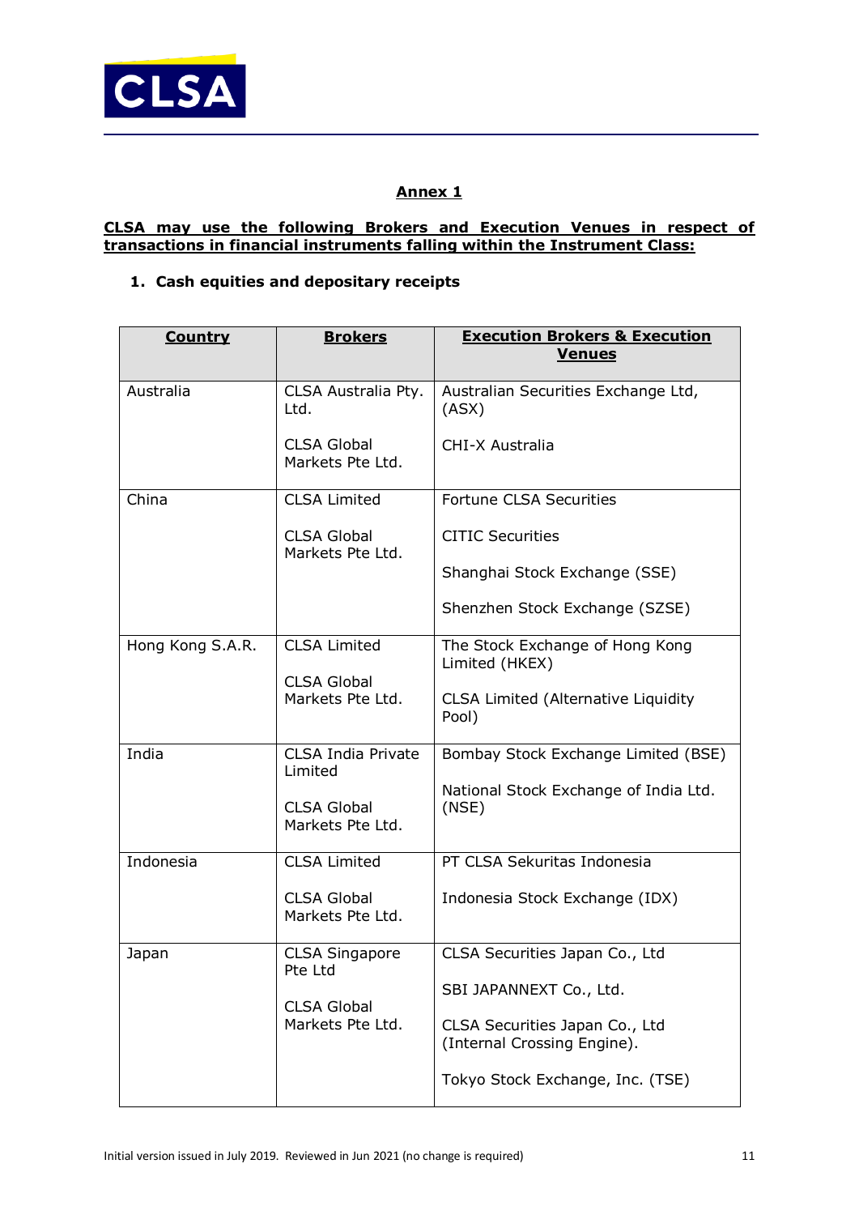## Annex 1

**CLSA may use the following Brokers and Execution Venues in respect of transactions in financial instruments falling within the Instrument Class:**

### 1. Cash equities and depositary receipts

| Country | Brokers | Execution Brokers & Execution Venues |
|---|---|---|
| Australia | CLSA Australia Pty. Ltd.<br><br>CLSA Global Markets Pte Ltd. | Australian Securities Exchange Ltd, (ASX)<br><br>CHI-X Australia |
| China | CLSA Limited<br><br>CLSA Global Markets Pte Ltd. | Fortune CLSA Securities<br><br>CITIC Securities<br><br>Shanghai Stock Exchange (SSE)<br><br>Shenzhen Stock Exchange (SZSE) |
| Hong Kong S.A.R. | CLSA Limited<br><br>CLSA Global Markets Pte Ltd. | The Stock Exchange of Hong Kong Limited (HKEX)<br><br>CLSA Limited (Alternative Liquidity Pool) |
| India | CLSA India Private Limited<br><br>CLSA Global Markets Pte Ltd. | Bombay Stock Exchange Limited (BSE)<br><br>National Stock Exchange of India Ltd. (NSE) |
| Indonesia | CLSA Limited<br><br>CLSA Global Markets Pte Ltd. | PT CLSA Sekuritas Indonesia<br><br>Indonesia Stock Exchange (IDX) |
| Japan | CLSA Singapore Pte Ltd<br><br>CLSA Global Markets Pte Ltd. | CLSA Securities Japan Co., Ltd<br><br>SBI JAPANNEXT Co., Ltd.<br><br>CLSA Securities Japan Co., Ltd (Internal Crossing Engine).<br><br>Tokyo Stock Exchange, Inc. (TSE) |

Initial version issued in July 2019. Reviewed in Jun 2021 (no change is required)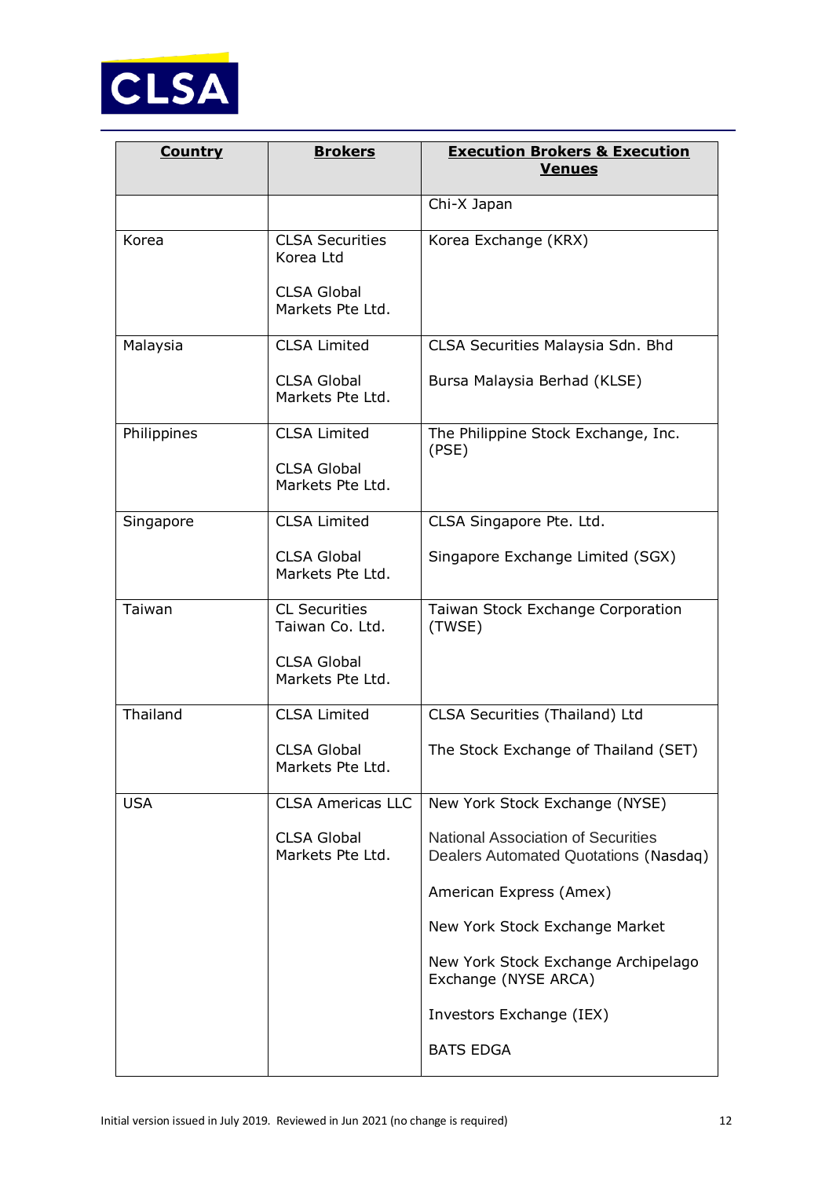| Country | Brokers | Execution Brokers & Execution Venues |
|---|---|---|
| | | Chi-X Japan |
| Korea | CLSA Securities Korea Ltd<br><br>CLSA Global Markets Pte Ltd. | Korea Exchange (KRX) |
| Malaysia | CLSA Limited<br><br>CLSA Global Markets Pte Ltd. | CLSA Securities Malaysia Sdn. Bhd<br><br>Bursa Malaysia Berhad (KLSE) |
| Philippines | CLSA Limited<br><br>CLSA Global Markets Pte Ltd. | The Philippine Stock Exchange, Inc. (PSE) |
| Singapore | CLSA Limited<br><br>CLSA Global Markets Pte Ltd. | CLSA Singapore Pte. Ltd.<br><br>Singapore Exchange Limited (SGX) |
| Taiwan | CL Securities Taiwan Co. Ltd.<br><br>CLSA Global Markets Pte Ltd. | Taiwan Stock Exchange Corporation (TWSE) |
| Thailand | CLSA Limited<br><br>CLSA Global Markets Pte Ltd. | CLSA Securities (Thailand) Ltd<br><br>The Stock Exchange of Thailand (SET) |
| USA | CLSA Americas LLC<br><br>CLSA Global Markets Pte Ltd. | New York Stock Exchange (NYSE)<br><br>National Association of Securities Dealers Automated Quotations (Nasdaq)<br><br>American Express (Amex)<br><br>New York Stock Exchange Market<br><br>New York Stock Exchange Archipelago Exchange (NYSE ARCA)<br><br>Investors Exchange (IEX)<br><br>BATS EDGA |

Initial version issued in July 2019. Reviewed in Jun 2021 (no change is required)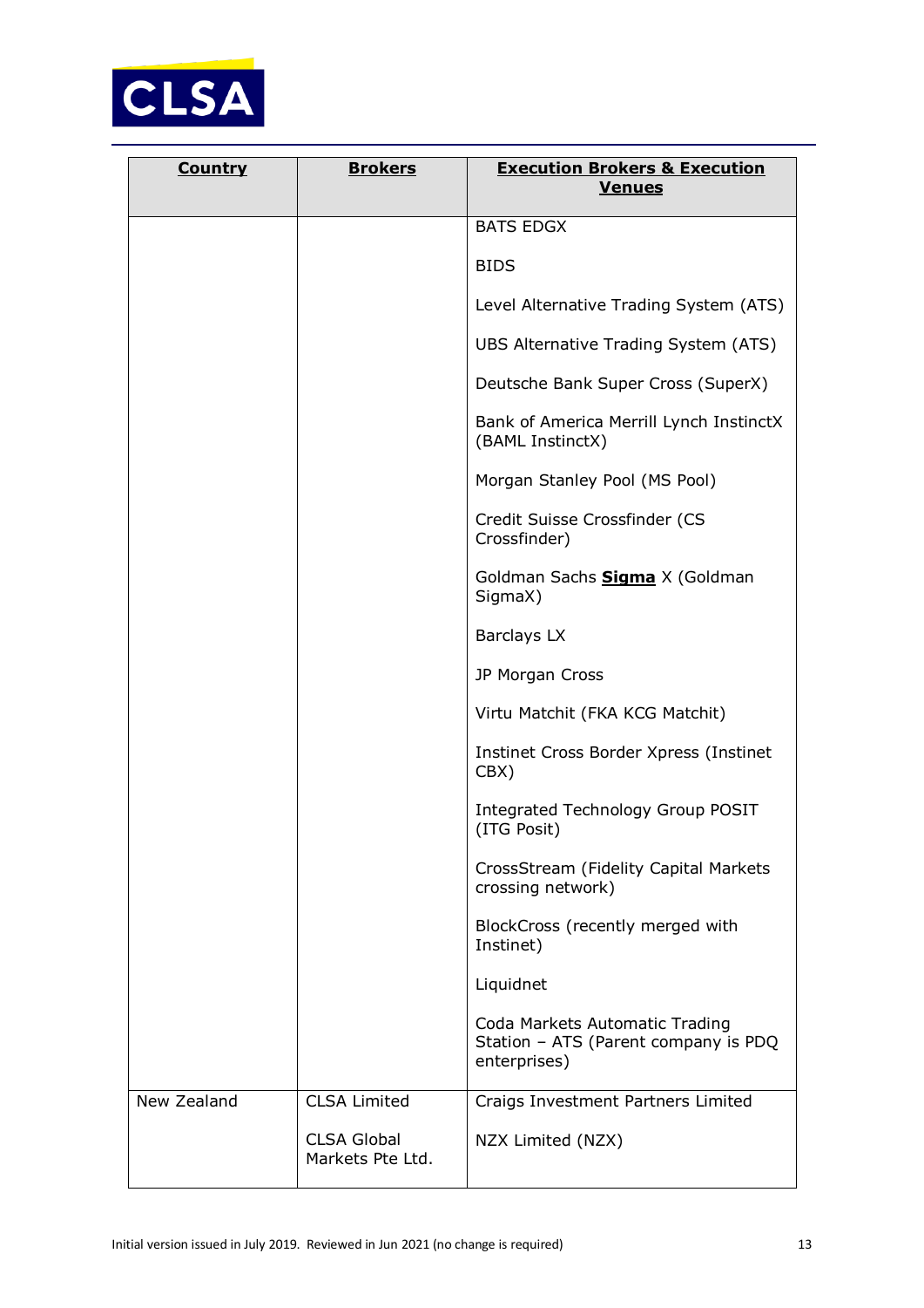| **Country** | **Brokers** | **Execution Brokers & Execution Venues** |
| --- | --- | --- |
| | | BATS EDGX<br><br>BIDS<br><br>Level Alternative Trading System (ATS)<br><br>UBS Alternative Trading System (ATS)<br><br>Deutsche Bank Super Cross (SuperX)<br><br>Bank of America Merrill Lynch InstinctX (BAML InstinctX)<br><br>Morgan Stanley Pool (MS Pool)<br><br>Credit Suisse Crossfinder (CS Crossfinder)<br><br>Goldman Sachs **Sigma** X (Goldman SigmaX)<br><br>Barclays LX<br><br>JP Morgan Cross<br><br>Virtu Matchit (FKA KCG Matchit)<br><br>Instinet Cross Border Xpress (Instinet CBX)<br><br>Integrated Technology Group POSIT (ITG Posit)<br><br>CrossStream (Fidelity Capital Markets crossing network)<br><br>BlockCross (recently merged with Instinet)<br><br>Liquidnet<br><br>Coda Markets Automatic Trading Station – ATS (Parent company is PDQ enterprises) |
| New Zealand | CLSA Limited<br><br>CLSA Global Markets Pte Ltd. | Craigs Investment Partners Limited<br><br>NZX Limited (NZX) |

Initial version issued in July 2019. Reviewed in Jun 2021 (no change is required)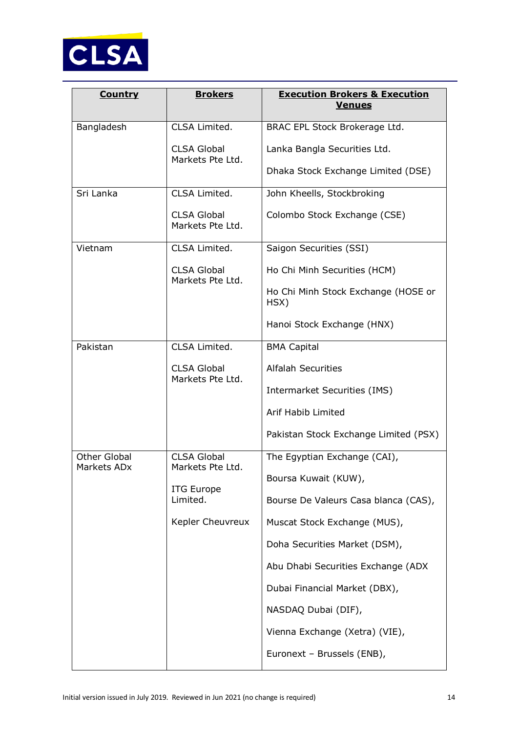| Country | Brokers | Execution Brokers & Execution Venues |
|---|---|---|
| Bangladesh | CLSA Limited.<br><br>CLSA Global Markets Pte Ltd. | BRAC EPL Stock Brokerage Ltd.<br><br>Lanka Bangla Securities Ltd.<br><br>Dhaka Stock Exchange Limited (DSE) |
| Sri Lanka | CLSA Limited.<br><br>CLSA Global Markets Pte Ltd. | John Kheells, Stockbroking<br><br>Colombo Stock Exchange (CSE) |
| Vietnam | CLSA Limited.<br><br>CLSA Global Markets Pte Ltd. | Saigon Securities (SSI)<br><br>Ho Chi Minh Securities (HCM)<br><br>Ho Chi Minh Stock Exchange (HOSE or HSX)<br><br>Hanoi Stock Exchange (HNX) |
| Pakistan | CLSA Limited.<br><br>CLSA Global Markets Pte Ltd. | BMA Capital<br><br>Alfalah Securities<br><br>Intermarket Securities (IMS)<br><br>Arif Habib Limited<br><br>Pakistan Stock Exchange Limited (PSX) |
| Other Global Markets ADx | CLSA Global Markets Pte Ltd.<br><br>ITG Europe Limited.<br><br>Kepler Cheuvreux | The Egyptian Exchange (CAI),<br><br>Boursa Kuwait (KUW),<br><br>Bourse De Valeurs Casa blanca (CAS),<br><br>Muscat Stock Exchange (MUS),<br><br>Doha Securities Market (DSM),<br><br>Abu Dhabi Securities Exchange (ADX<br><br>Dubai Financial Market (DBX),<br><br>NASDAQ Dubai (DIF),<br><br>Vienna Exchange (Xetra) (VIE),<br><br>Euronext – Brussels (ENB), |

Initial version issued in July 2019. Reviewed in Jun 2021 (no change is required)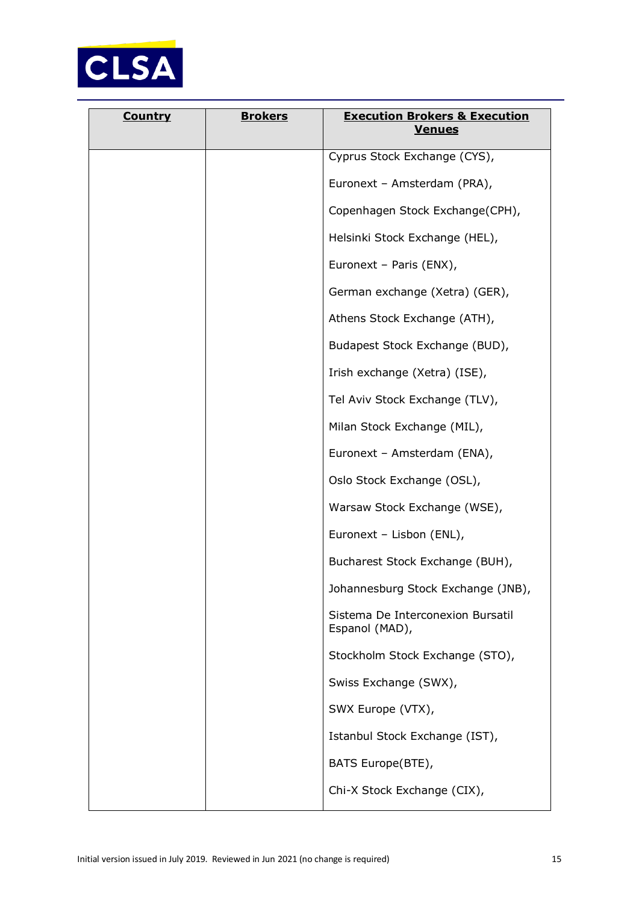| Country | Brokers | Execution Brokers & Execution Venues |
|---|---|---|
| | | Cyprus Stock Exchange (CYS),<br><br>Euronext – Amsterdam (PRA),<br><br>Copenhagen Stock Exchange(CPH),<br><br>Helsinki Stock Exchange (HEL),<br><br>Euronext – Paris (ENX),<br><br>German exchange (Xetra) (GER),<br><br>Athens Stock Exchange (ATH),<br><br>Budapest Stock Exchange (BUD),<br><br>Irish exchange (Xetra) (ISE),<br><br>Tel Aviv Stock Exchange (TLV),<br><br>Milan Stock Exchange (MIL),<br><br>Euronext – Amsterdam (ENA),<br><br>Oslo Stock Exchange (OSL),<br><br>Warsaw Stock Exchange (WSE),<br><br>Euronext – Lisbon (ENL),<br><br>Bucharest Stock Exchange (BUH),<br><br>Johannesburg Stock Exchange (JNB),<br><br>Sistema De Interconexion Bursatil Espanol (MAD),<br><br>Stockholm Stock Exchange (STO),<br><br>Swiss Exchange (SWX),<br><br>SWX Europe (VTX),<br><br>Istanbul Stock Exchange (IST),<br><br>BATS Europe(BTE),<br><br>Chi-X Stock Exchange (CIX), |

Initial version issued in July 2019. Reviewed in Jun 2021 (no change is required)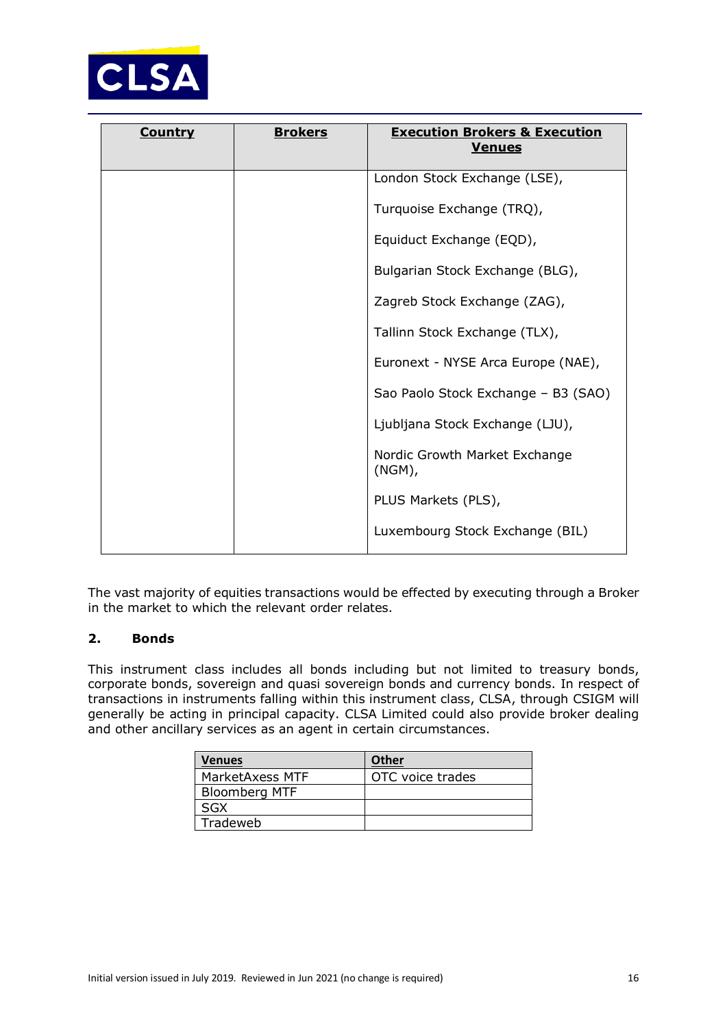| **Country** | **Brokers** | **Execution Brokers & Execution Venues** |
|---|---|---|
| | | London Stock Exchange (LSE),<br><br>Turquoise Exchange (TRQ),<br><br>Equiduct Exchange (EQD),<br><br>Bulgarian Stock Exchange (BLG),<br><br>Zagreb Stock Exchange (ZAG),<br><br>Tallinn Stock Exchange (TLX),<br><br>Euronext - NYSE Arca Europe (NAE),<br><br>Sao Paolo Stock Exchange – B3 (SAO)<br><br>Ljubljana Stock Exchange (LJU),<br><br>Nordic Growth Market Exchange (NGM),<br><br>PLUS Markets (PLS),<br><br>Luxembourg Stock Exchange (BIL) |

The vast majority of equities transactions would be effected by executing through a Broker in the market to which the relevant order relates.

### 2. Bonds

This instrument class includes all bonds including but not limited to treasury bonds, corporate bonds, sovereign and quasi sovereign bonds and currency bonds. In respect of transactions in instruments falling within this instrument class, CLSA, through CSIGM will generally be acting in principal capacity. CLSA Limited could also provide broker dealing and other ancillary services as an agent in certain circumstances.

| **Venues** | **Other** |
|---|---|
| MarketAxess MTF | OTC voice trades |
| Bloomberg MTF | |
| SGX | |
| Tradeweb | |

Initial version issued in July 2019. Reviewed in Jun 2021 (no change is required)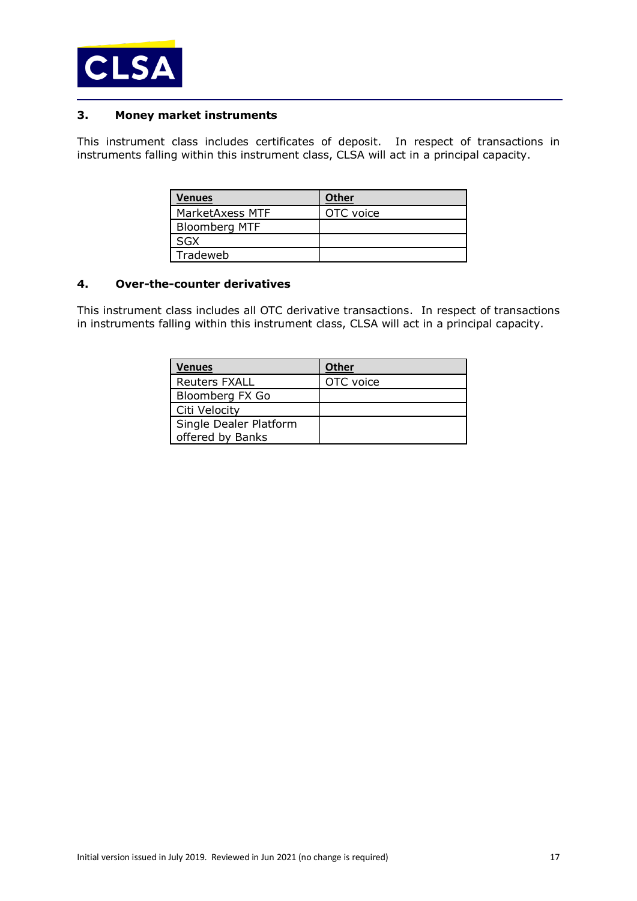### 3. Money market instruments

This instrument class includes certificates of deposit. In respect of transactions in instruments falling within this instrument class, CLSA will act in a principal capacity.

| Venues | Other |
|---|---|
| MarketAxess MTF | OTC voice |
| Bloomberg MTF | |
| SGX | |
| Tradeweb | |

### 4. Over-the-counter derivatives

This instrument class includes all OTC derivative transactions. In respect of transactions in instruments falling within this instrument class, CLSA will act in a principal capacity.

| Venues | Other |
|---|---|
| Reuters FXALL | OTC voice |
| Bloomberg FX Go | |
| Citi Velocity | |
| Single Dealer Platform offered by Banks | |

Initial version issued in July 2019. Reviewed in Jun 2021 (no change is required)